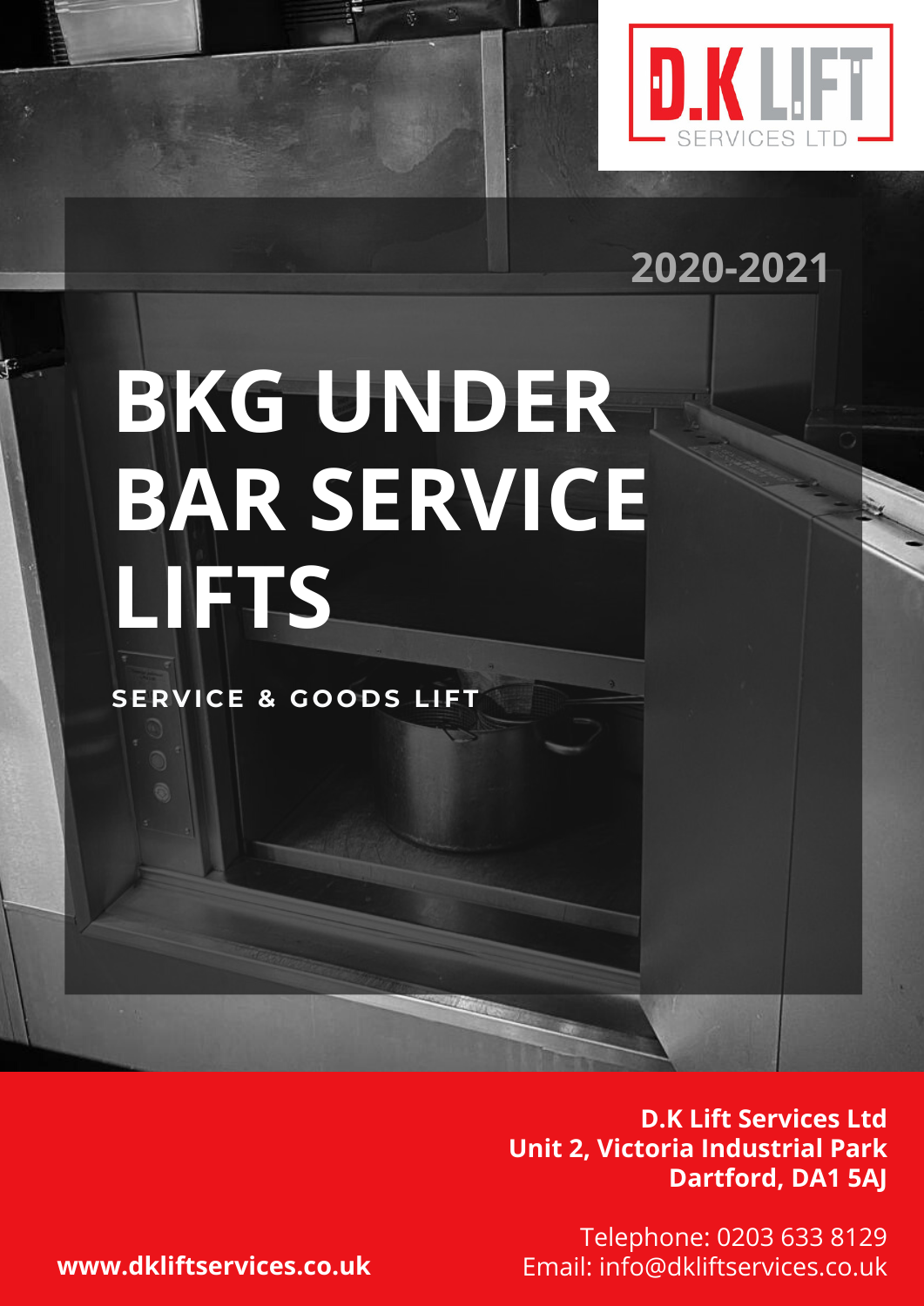D.K LIFT SERVICES LTD

2020-2021

# BKG UNDER BAR SERVICE LIFTS

**SERVICE & GOODS LIFT**

**D.K Lift Services Ltd**
**Unit 2, Victoria Industrial Park**
**Dartford, DA1 5AJ**

Telephone: 0203 633 8129
Email: info@dkliftservices.co.uk

**www.dkliftservices.co.uk**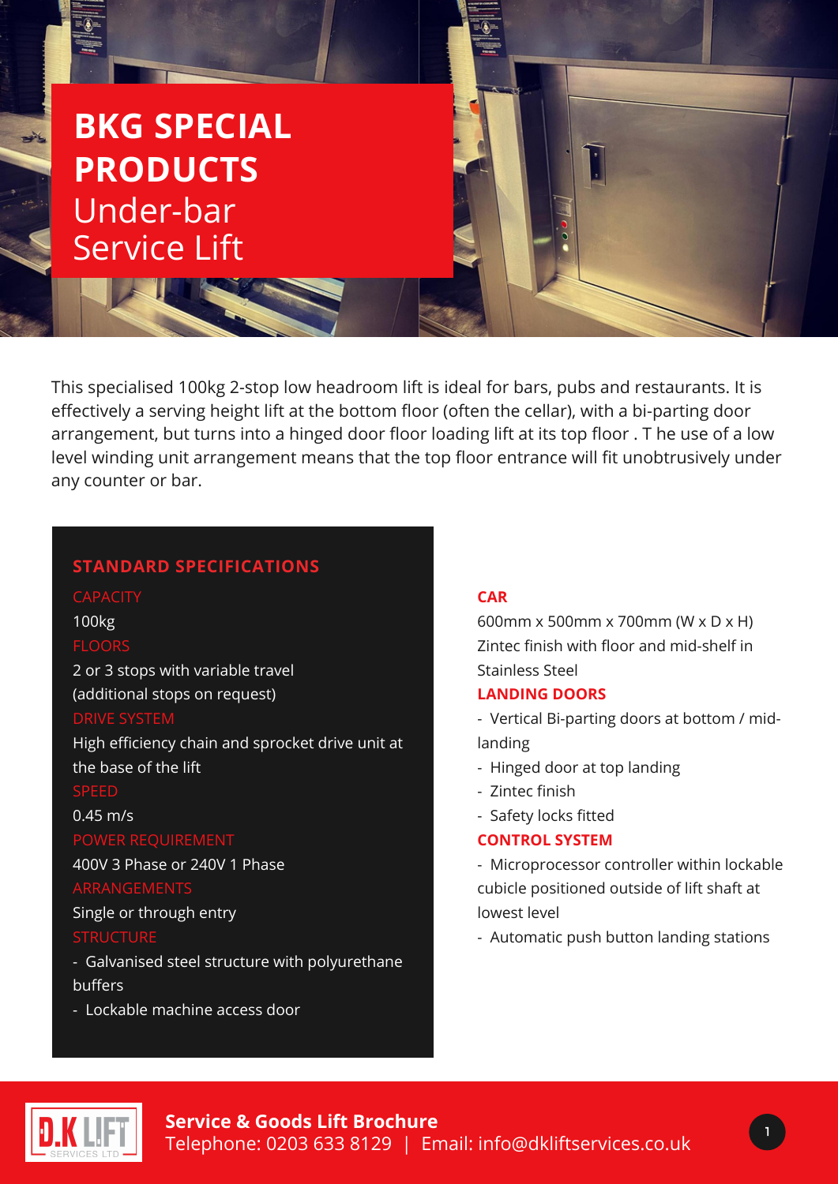# BKG SPECIAL PRODUCTS
## Under-bar Service Lift

This specialised 100kg 2-stop low headroom lift is ideal for bars, pubs and restaurants. It is effectively a serving height lift at the bottom floor (often the cellar), with a bi-parting door arrangement, but turns into a hinged door floor loading lift at its top floor . T he use of a low level winding unit arrangement means that the top floor entrance will fit unobtrusively under any counter or bar.

### STANDARD SPECIFICATIONS

**CAPACITY**

100kg

**FLOORS**

2 or 3 stops with variable travel (additional stops on request)

**DRIVE SYSTEM**

High efficiency chain and sprocket drive unit at the base of the lift

**SPEED**

0.45 m/s

**POWER REQUIREMENT**

400V 3 Phase or 240V 1 Phase

**ARRANGEMENTS**

Single or through entry

**STRUCTURE**

- Galvanised steel structure with polyurethane buffers
- Lockable machine access door

**CAR**

600mm x 500mm x 700mm (W x D x H)
Zintec finish with floor and mid-shelf in Stainless Steel

**LANDING DOORS**

- Vertical Bi-parting doors at bottom / mid-landing
- Hinged door at top landing
- Zintec finish
- Safety locks fitted

**CONTROL SYSTEM**

- Microprocessor controller within lockable cubicle positioned outside of lift shaft at lowest level
- Automatic push button landing stations

**Service & Goods Lift Brochure**
Telephone: 0203 633 8129 | Email: info@dkliftservices.co.uk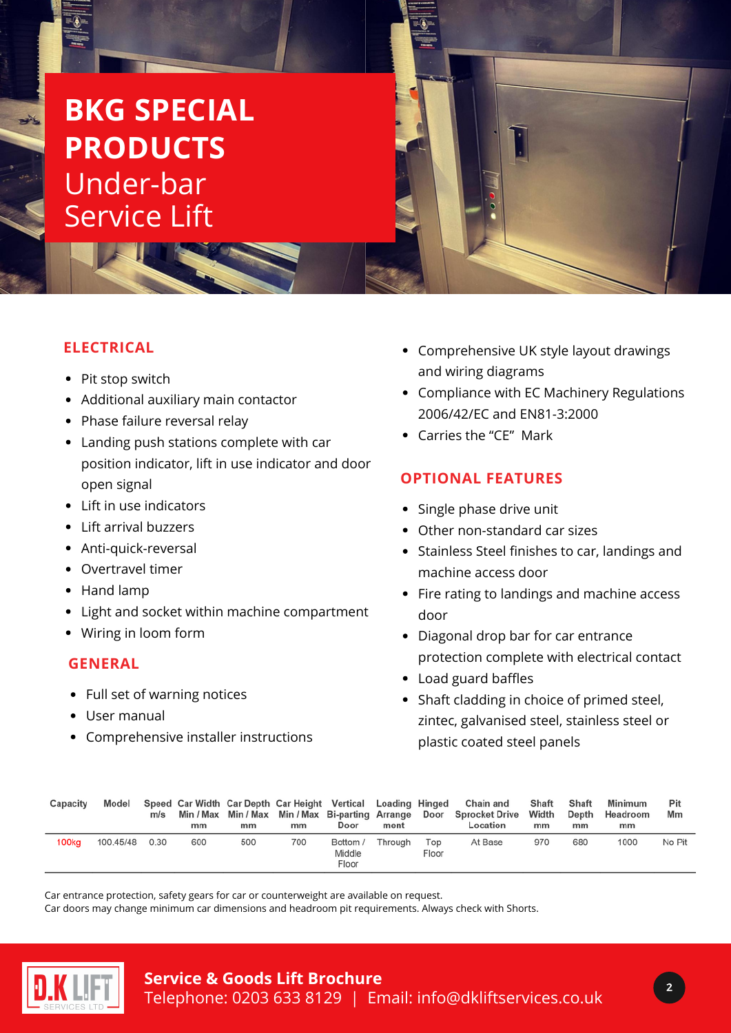# BKG SPECIAL PRODUCTS
## Under-bar Service Lift

### ELECTRICAL

- Pit stop switch
- Additional auxiliary main contactor
- Phase failure reversal relay
- Landing push stations complete with car position indicator, lift in use indicator and door open signal
- Lift in use indicators
- Lift arrival buzzers
- Anti-quick-reversal
- Overtravel timer
- Hand lamp
- Light and socket within machine compartment
- Wiring in loom form

### GENERAL

- Full set of warning notices
- User manual
- Comprehensive installer instructions
- Comprehensive UK style layout drawings and wiring diagrams
- Compliance with EC Machinery Regulations 2006/42/EC and EN81-3:2000
- Carries the "CE" Mark

### OPTIONAL FEATURES

- Single phase drive unit
- Other non-standard car sizes
- Stainless Steel finishes to car, landings and machine access door
- Fire rating to landings and machine access door
- Diagonal drop bar for car entrance protection complete with electrical contact
- Load guard baffles
- Shaft cladding in choice of primed steel, zintec, galvanised steel, stainless steel or plastic coated steel panels

| Capacity | Model | Speed m/s | Car Width Min / Max mm | Car Depth Min / Max mm | Car Height Min / Max mm | Vertical Bi-parting Door | Loading Arrangement | Hinged Door | Chain and Sprocket Drive Location | Shaft Width mm | Shaft Depth mm | Minimum Headroom mm | Pit Mm |
|---|---|---|---|---|---|---|---|---|---|---|---|---|---|
| 100kg | 100.45/48 | 0.30 | 600 | 500 | 700 | Bottom / Middle Floor | Through | Top Floor | At Base | 970 | 680 | 1000 | No Pit |

Car entrance protection, safety gears for car or counterweight are available on request.
Car doors may change minimum car dimensions and headroom pit requirements. Always check with Shorts.

D.K LIFT SERVICES LTD

**Service & Goods Lift Brochure**
Telephone: 0203 633 8129 | Email: info@dkliftservices.co.uk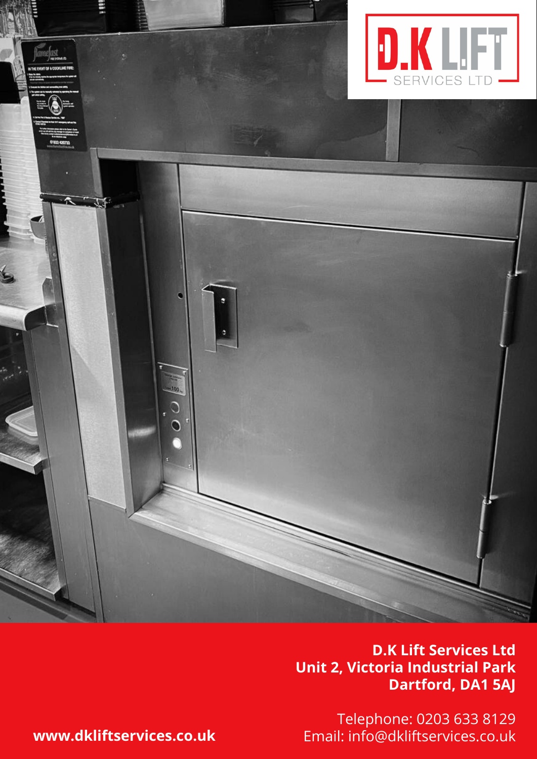**D.K Lift Services Ltd**
**Unit 2, Victoria Industrial Park**
**Dartford, DA1 5AJ**

Telephone: 0203 633 8129
Email: info@dkliftservices.co.uk

**www.dkliftservices.co.uk**